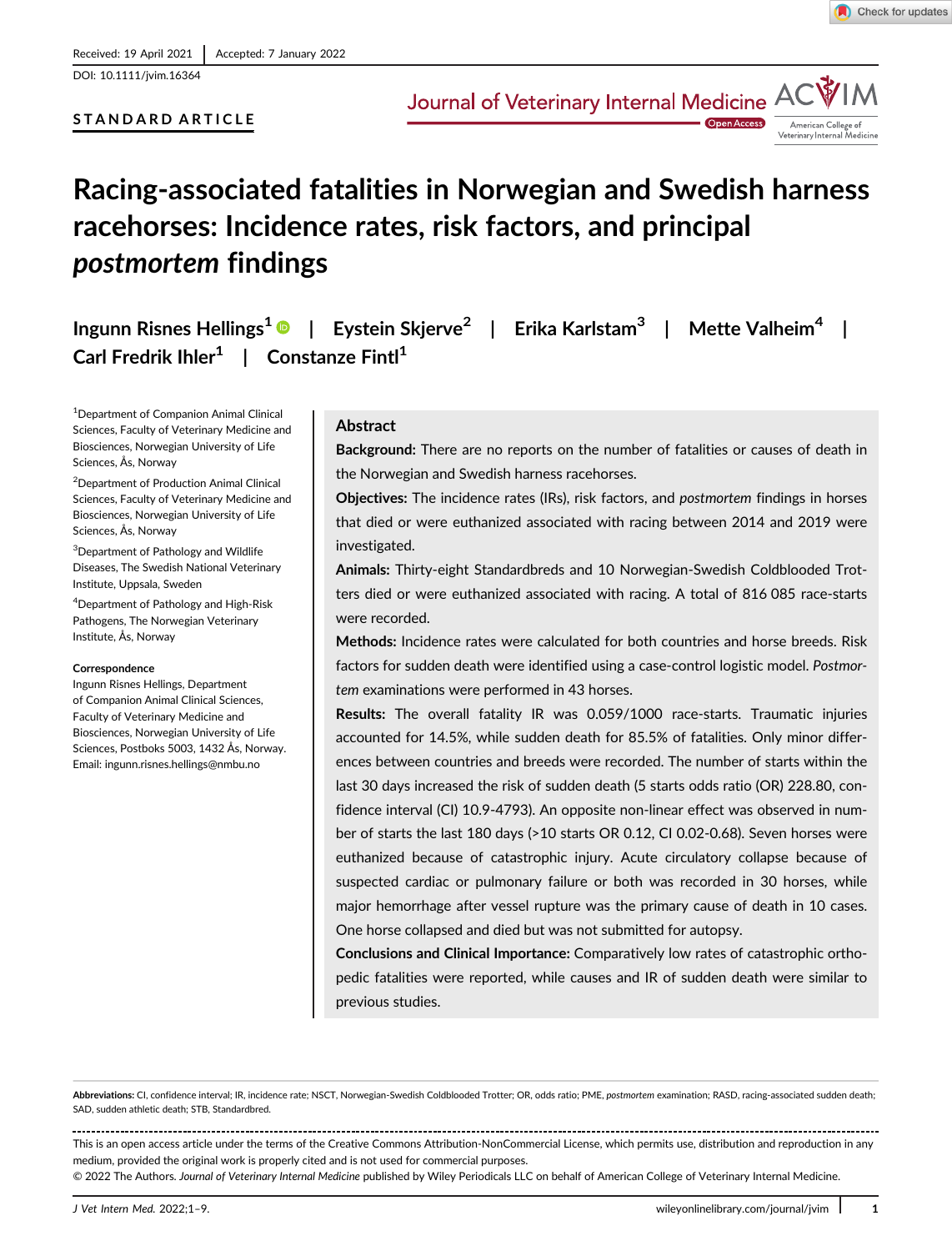Received: 19 April 2021 | Accepted: 7 January 2022

DOI: 10.1111/jvim.16364

**STANDARD ARTICLE**

# Racing-associated fatalities in Norwegian and Swedish harness racehorses: Incidence rates, risk factors, and principal *postmortem* findings

Ingunn Risnes Hellings[1] | Eystein Skjerve[2] | Erika Karlstam[3] | Mette Valheim[4] | Carl Fredrik Ihler[1] | Constanze Fintl[1]

[1]Department of Companion Animal Clinical Sciences, Faculty of Veterinary Medicine and Biosciences, Norwegian University of Life Sciences, Ås, Norway

[2]Department of Production Animal Clinical Sciences, Faculty of Veterinary Medicine and Biosciences, Norwegian University of Life Sciences, Ås, Norway

[3]Department of Pathology and Wildlife Diseases, The Swedish National Veterinary Institute, Uppsala, Sweden

[4]Department of Pathology and High-Risk Pathogens, The Norwegian Veterinary Institute, Ås, Norway

**Correspondence**

Ingunn Risnes Hellings, Department of Companion Animal Clinical Sciences, Faculty of Veterinary Medicine and Biosciences, Norwegian University of Life Sciences, Postboks 5003, 1432 Ås, Norway.
Email: ingunn.risnes.hellings@nmbu.no

## Abstract

**Background:** There are no reports on the number of fatalities or causes of death in the Norwegian and Swedish harness racehorses.

**Objectives:** The incidence rates (IRs), risk factors, and *postmortem* findings in horses that died or were euthanized associated with racing between 2014 and 2019 were investigated.

**Animals:** Thirty-eight Standardbreds and 10 Norwegian-Swedish Coldblooded Trotters died or were euthanized associated with racing. A total of 816 085 race-starts were recorded.

**Methods:** Incidence rates were calculated for both countries and horse breeds. Risk factors for sudden death were identified using a case-control logistic model. *Postmortem* examinations were performed in 43 horses.

**Results:** The overall fatality IR was 0.059/1000 race-starts. Traumatic injuries accounted for 14.5%, while sudden death for 85.5% of fatalities. Only minor differences between countries and breeds were recorded. The number of starts within the last 30 days increased the risk of sudden death (5 starts odds ratio (OR) 228.80, confidence interval (CI) 10.9-4793). An opposite non-linear effect was observed in number of starts the last 180 days (>10 starts OR 0.12, CI 0.02-0.68). Seven horses were euthanized because of catastrophic injury. Acute circulatory collapse because of suspected cardiac or pulmonary failure or both was recorded in 30 horses, while major hemorrhage after vessel rupture was the primary cause of death in 10 cases. One horse collapsed and died but was not submitted for autopsy.

**Conclusions and Clinical Importance:** Comparatively low rates of catastrophic orthopedic fatalities were reported, while causes and IR of sudden death were similar to previous studies.

**Abbreviations:** CI, confidence interval; IR, incidence rate; NSCT, Norwegian-Swedish Coldblooded Trotter; OR, odds ratio; PME, *postmortem* examination; RASD, racing-associated sudden death; SAD, sudden athletic death; STB, Standardbred.

This is an open access article under the terms of the Creative Commons Attribution-NonCommercial License, which permits use, distribution and reproduction in any medium, provided the original work is properly cited and is not used for commercial purposes.
© 2022 The Authors. *Journal of Veterinary Internal Medicine* published by Wiley Periodicals LLC on behalf of American College of Veterinary Internal Medicine.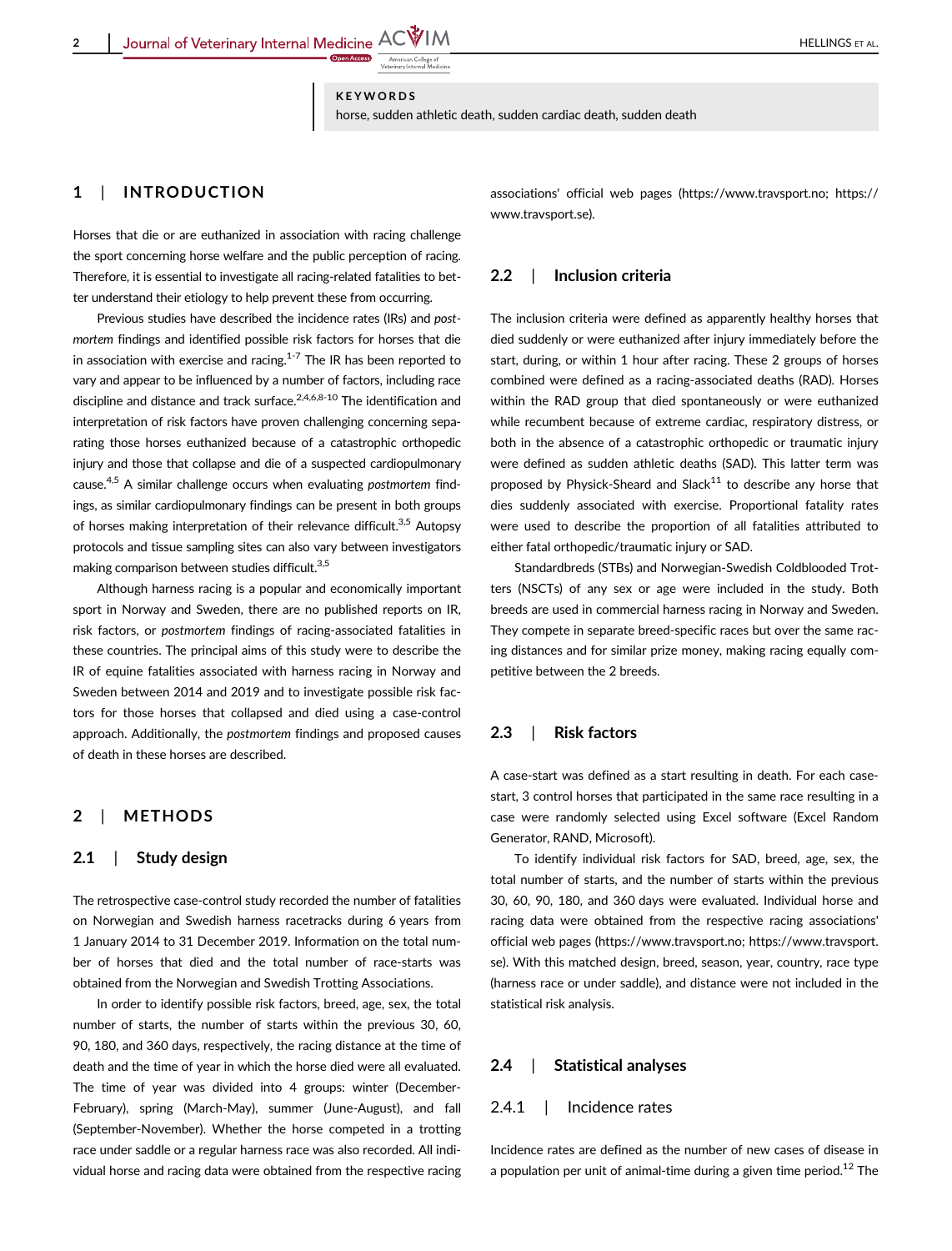**KEYWORDS**

horse, sudden athletic death, sudden cardiac death, sudden death

## 1 | INTRODUCTION

Horses that die or are euthanized in association with racing challenge the sport concerning horse welfare and the public perception of racing. Therefore, it is essential to investigate all racing-related fatalities to better understand their etiology to help prevent these from occurring.

Previous studies have described the incidence rates (IRs) and *postmortem* findings and identified possible risk factors for horses that die in association with exercise and racing.[1-7] The IR has been reported to vary and appear to be influenced by a number of factors, including race discipline and distance and track surface.[2,4,6,8-10] The identification and interpretation of risk factors have proven challenging concerning separating those horses euthanized because of a catastrophic orthopedic injury and those that collapse and die of a suspected cardiopulmonary cause.[4,5] A similar challenge occurs when evaluating *postmortem* findings, as similar cardiopulmonary findings can be present in both groups of horses making interpretation of their relevance difficult.[3,5] Autopsy protocols and tissue sampling sites can also vary between investigators making comparison between studies difficult.[3,5]

Although harness racing is a popular and economically important sport in Norway and Sweden, there are no published reports on IR, risk factors, or *postmortem* findings of racing-associated fatalities in these countries. The principal aims of this study were to describe the IR of equine fatalities associated with harness racing in Norway and Sweden between 2014 and 2019 and to investigate possible risk factors for those horses that collapsed and died using a case-control approach. Additionally, the *postmortem* findings and proposed causes of death in these horses are described.

## 2 | METHODS

### 2.1 | Study design

The retrospective case-control study recorded the number of fatalities on Norwegian and Swedish harness racetracks during 6 years from 1 January 2014 to 31 December 2019. Information on the total number of horses that died and the total number of race-starts was obtained from the Norwegian and Swedish Trotting Associations.

In order to identify possible risk factors, breed, age, sex, the total number of starts, the number of starts within the previous 30, 60, 90, 180, and 360 days, respectively, the racing distance at the time of death and the time of year in which the horse died were all evaluated. The time of year was divided into 4 groups: winter (December-February), spring (March-May), summer (June-August), and fall (September-November). Whether the horse competed in a trotting race under saddle or a regular harness race was also recorded. All individual horse and racing data were obtained from the respective racing associations' official web pages (https://www.travsport.no; https://www.travsport.se).

### 2.2 | Inclusion criteria

The inclusion criteria were defined as apparently healthy horses that died suddenly or were euthanized after injury immediately before the start, during, or within 1 hour after racing. These 2 groups of horses combined were defined as a racing-associated deaths (RAD). Horses within the RAD group that died spontaneously or were euthanized while recumbent because of extreme cardiac, respiratory distress, or both in the absence of a catastrophic orthopedic or traumatic injury were defined as sudden athletic deaths (SAD). This latter term was proposed by Physick-Sheard and Slack[11] to describe any horse that dies suddenly associated with exercise. Proportional fatality rates were used to describe the proportion of all fatalities attributed to either fatal orthopedic/traumatic injury or SAD.

Standardbreds (STBs) and Norwegian-Swedish Coldblooded Trotters (NSCTs) of any sex or age were included in the study. Both breeds are used in commercial harness racing in Norway and Sweden. They compete in separate breed-specific races but over the same racing distances and for similar prize money, making racing equally competitive between the 2 breeds.

### 2.3 | Risk factors

A case-start was defined as a start resulting in death. For each case-start, 3 control horses that participated in the same race resulting in a case were randomly selected using Excel software (Excel Random Generator, RAND, Microsoft).

To identify individual risk factors for SAD, breed, age, sex, the total number of starts, and the number of starts within the previous 30, 60, 90, 180, and 360 days were evaluated. Individual horse and racing data were obtained from the respective racing associations' official web pages (https://www.travsport.no; https://www.travsport.se). With this matched design, breed, season, year, country, race type (harness race or under saddle), and distance were not included in the statistical risk analysis.

### 2.4 | Statistical analyses

#### 2.4.1 | Incidence rates

Incidence rates are defined as the number of new cases of disease in a population per unit of animal-time during a given time period.[12] The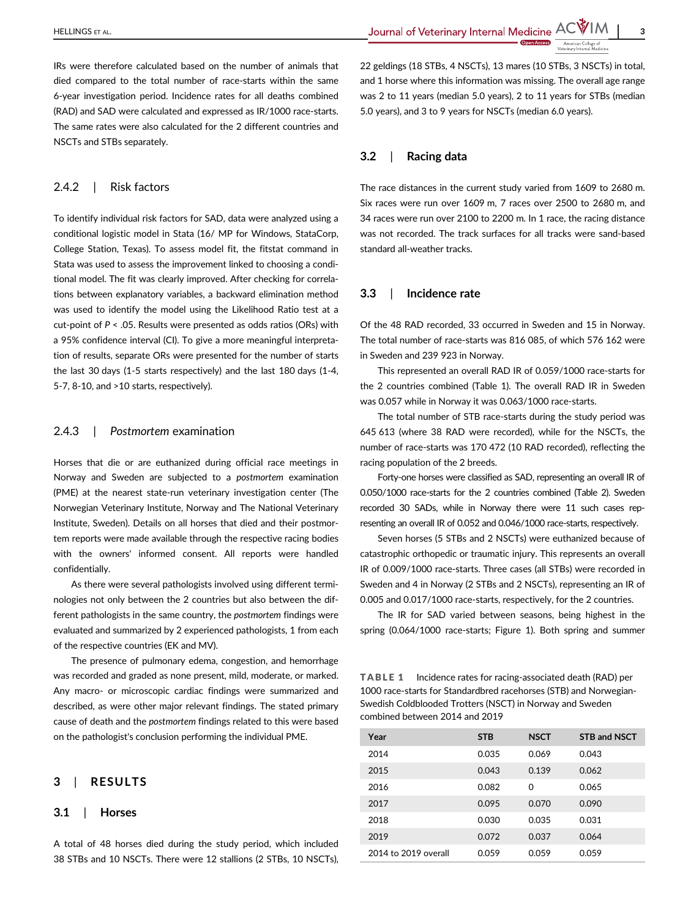IRs were therefore calculated based on the number of animals that died compared to the total number of race-starts within the same 6-year investigation period. Incidence rates for all deaths combined (RAD) and SAD were calculated and expressed as IR/1000 race-starts. The same rates were also calculated for the 2 different countries and NSCTs and STBs separately.

#### 2.4.2 | Risk factors

To identify individual risk factors for SAD, data were analyzed using a conditional logistic model in Stata (16/ MP for Windows, StataCorp, College Station, Texas). To assess model fit, the fitstat command in Stata was used to assess the improvement linked to choosing a conditional model. The fit was clearly improved. After checking for correlations between explanatory variables, a backward elimination method was used to identify the model using the Likelihood Ratio test at a cut-point of $P < .05$. Results were presented as odds ratios (ORs) with a 95% confidence interval (CI). To give a more meaningful interpretation of results, separate ORs were presented for the number of starts the last 30 days (1-5 starts respectively) and the last 180 days (1-4, 5-7, 8-10, and >10 starts, respectively).

#### 2.4.3 | *Postmortem* examination

Horses that die or are euthanized during official race meetings in Norway and Sweden are subjected to a *postmortem* examination (PME) at the nearest state-run veterinary investigation center (The Norwegian Veterinary Institute, Norway and The National Veterinary Institute, Sweden). Details on all horses that died and their postmortem reports were made available through the respective racing bodies with the owners' informed consent. All reports were handled confidentially.

As there were several pathologists involved using different terminologies not only between the 2 countries but also between the different pathologists in the same country, the *postmortem* findings were evaluated and summarized by 2 experienced pathologists, 1 from each of the respective countries (EK and MV).

The presence of pulmonary edema, congestion, and hemorrhage was recorded and graded as none present, mild, moderate, or marked. Any macro- or microscopic cardiac findings were summarized and described, as were other major relevant findings. The stated primary cause of death and the *postmortem* findings related to this were based on the pathologist's conclusion performing the individual PME.

## 3 | RESULTS

### 3.1 | Horses

A total of 48 horses died during the study period, which included 38 STBs and 10 NSCTs. There were 12 stallions (2 STBs, 10 NSCTs), 22 geldings (18 STBs, 4 NSCTs), 13 mares (10 STBs, 3 NSCTs) in total, and 1 horse where this information was missing. The overall age range was 2 to 11 years (median 5.0 years), 2 to 11 years for STBs (median 5.0 years), and 3 to 9 years for NSCTs (median 6.0 years).

### 3.2 | Racing data

The race distances in the current study varied from 1609 to 2680 m. Six races were run over 1609 m, 7 races over 2500 to 2680 m, and 34 races were run over 2100 to 2200 m. In 1 race, the racing distance was not recorded. The track surfaces for all tracks were sand-based standard all-weather tracks.

### 3.3 | Incidence rate

Of the 48 RAD recorded, 33 occurred in Sweden and 15 in Norway. The total number of race-starts was 816 085, of which 576 162 were in Sweden and 239 923 in Norway.

This represented an overall RAD IR of 0.059/1000 race-starts for the 2 countries combined (Table 1). The overall RAD IR in Sweden was 0.057 while in Norway it was 0.063/1000 race-starts.

The total number of STB race-starts during the study period was 645 613 (where 38 RAD were recorded), while for the NSCTs, the number of race-starts was 170 472 (10 RAD recorded), reflecting the racing population of the 2 breeds.

Forty-one horses were classified as SAD, representing an overall IR of 0.050/1000 race-starts for the 2 countries combined (Table 2). Sweden recorded 30 SADs, while in Norway there were 11 such cases representing an overall IR of 0.052 and 0.046/1000 race-starts, respectively.

Seven horses (5 STBs and 2 NSCTs) were euthanized because of catastrophic orthopedic or traumatic injury. This represents an overall IR of 0.009/1000 race-starts. Three cases (all STBs) were recorded in Sweden and 4 in Norway (2 STBs and 2 NSCTs), representing an IR of 0.005 and 0.017/1000 race-starts, respectively, for the 2 countries.

The IR for SAD varied between seasons, being highest in the spring (0.064/1000 race-starts; Figure 1). Both spring and summer

**TABLE 1** Incidence rates for racing-associated death (RAD) per 1000 race-starts for Standardbred racehorses (STB) and Norwegian-Swedish Coldblooded Trotters (NSCT) in Norway and Sweden combined between 2014 and 2019

| Year | STB | NSCT | STB and NSCT |
|---|---|---|---|
| 2014 | 0.035 | 0.069 | 0.043 |
| 2015 | 0.043 | 0.139 | 0.062 |
| 2016 | 0.082 | 0 | 0.065 |
| 2017 | 0.095 | 0.070 | 0.090 |
| 2018 | 0.030 | 0.035 | 0.031 |
| 2019 | 0.072 | 0.037 | 0.064 |
| 2014 to 2019 overall | 0.059 | 0.059 | 0.059 |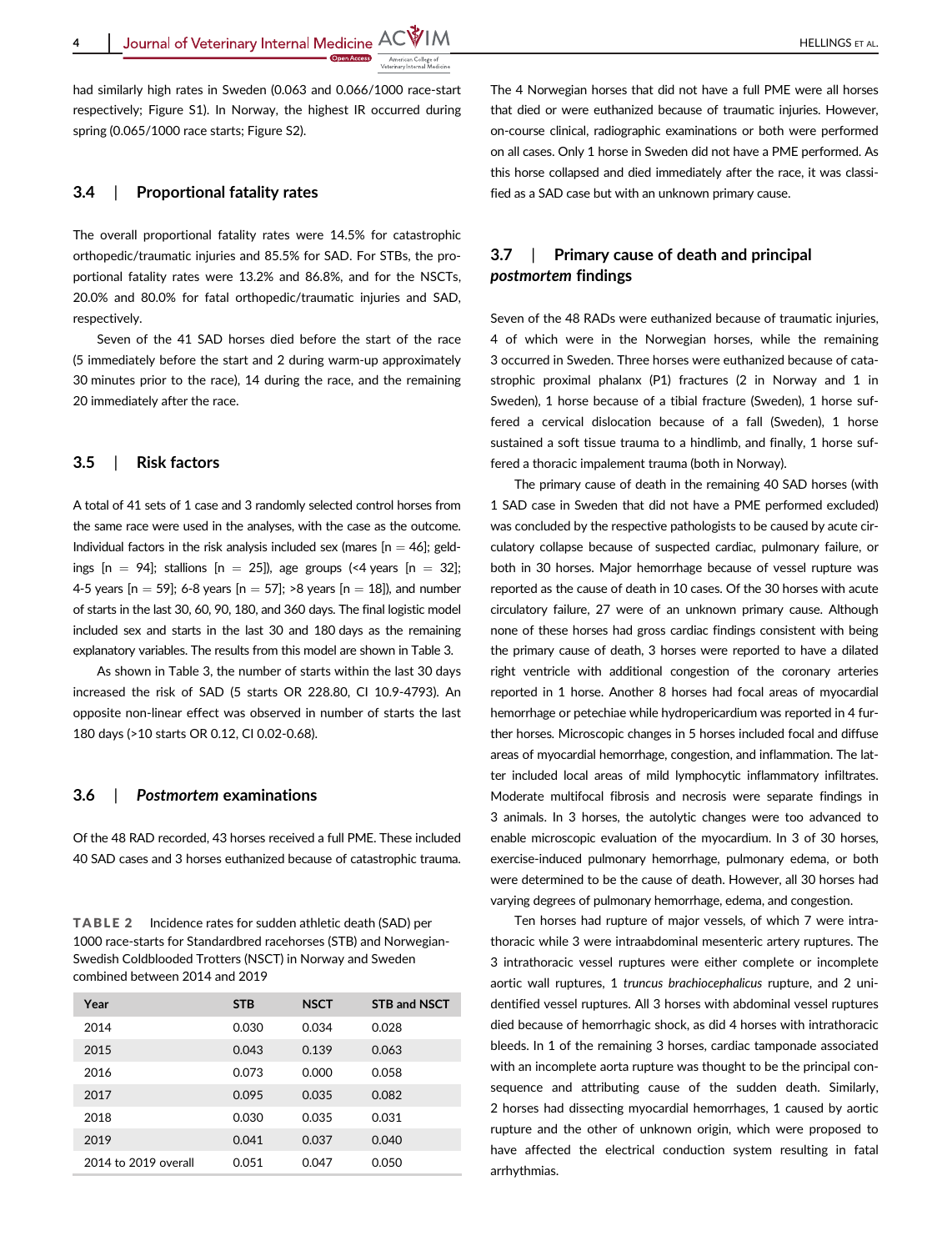had similarly high rates in Sweden (0.063 and 0.066/1000 race-start respectively; Figure S1). In Norway, the highest IR occurred during spring (0.065/1000 race starts; Figure S2).

### 3.4 | Proportional fatality rates

The overall proportional fatality rates were 14.5% for catastrophic orthopedic/traumatic injuries and 85.5% for SAD. For STBs, the proportional fatality rates were 13.2% and 86.8%, and for the NSCTs, 20.0% and 80.0% for fatal orthopedic/traumatic injuries and SAD, respectively.

Seven of the 41 SAD horses died before the start of the race (5 immediately before the start and 2 during warm-up approximately 30 minutes prior to the race), 14 during the race, and the remaining 20 immediately after the race.

### 3.5 | Risk factors

A total of 41 sets of 1 case and 3 randomly selected control horses from the same race were used in the analyses, with the case as the outcome. Individual factors in the risk analysis included sex (mares [n = 46]; geldings [n = 94]; stallions [n = 25]), age groups (<4 years [n = 32]; 4-5 years [n = 59]; 6-8 years [n = 57]; >8 years [n = 18]), and number of starts in the last 30, 60, 90, 180, and 360 days. The final logistic model included sex and starts in the last 30 and 180 days as the remaining explanatory variables. The results from this model are shown in Table 3.

As shown in Table 3, the number of starts within the last 30 days increased the risk of SAD (5 starts OR 228.80, CI 10.9-4793). An opposite non-linear effect was observed in number of starts the last 180 days (>10 starts OR 0.12, CI 0.02-0.68).

### 3.6 | *Postmortem* examinations

Of the 48 RAD recorded, 43 horses received a full PME. These included 40 SAD cases and 3 horses euthanized because of catastrophic trauma.

**TABLE 2** Incidence rates for sudden athletic death (SAD) per 1000 race-starts for Standardbred racehorses (STB) and Norwegian-Swedish Coldblooded Trotters (NSCT) in Norway and Sweden combined between 2014 and 2019

| Year | STB | NSCT | STB and NSCT |
|---|---|---|---|
| 2014 | 0.030 | 0.034 | 0.028 |
| 2015 | 0.043 | 0.139 | 0.063 |
| 2016 | 0.073 | 0.000 | 0.058 |
| 2017 | 0.095 | 0.035 | 0.082 |
| 2018 | 0.030 | 0.035 | 0.031 |
| 2019 | 0.041 | 0.037 | 0.040 |
| 2014 to 2019 overall | 0.051 | 0.047 | 0.050 |

The 4 Norwegian horses that did not have a full PME were all horses that died or were euthanized because of traumatic injuries. However, on-course clinical, radiographic examinations or both were performed on all cases. Only 1 horse in Sweden did not have a PME performed. As this horse collapsed and died immediately after the race, it was classified as a SAD case but with an unknown primary cause.

### 3.7 | Primary cause of death and principal *postmortem* findings

Seven of the 48 RADs were euthanized because of traumatic injuries, 4 of which were in the Norwegian horses, while the remaining 3 occurred in Sweden. Three horses were euthanized because of catastrophic proximal phalanx (P1) fractures (2 in Norway and 1 in Sweden), 1 horse because of a tibial fracture (Sweden), 1 horse suffered a cervical dislocation because of a fall (Sweden), 1 horse sustained a soft tissue trauma to a hindlimb, and finally, 1 horse suffered a thoracic impalement trauma (both in Norway).

The primary cause of death in the remaining 40 SAD horses (with 1 SAD case in Sweden that did not have a PME performed excluded) was concluded by the respective pathologists to be caused by acute circulatory collapse because of suspected cardiac, pulmonary failure, or both in 30 horses. Major hemorrhage because of vessel rupture was reported as the cause of death in 10 cases. Of the 30 horses with acute circulatory failure, 27 were of an unknown primary cause. Although none of these horses had gross cardiac findings consistent with being the primary cause of death, 3 horses were reported to have a dilated right ventricle with additional congestion of the coronary arteries reported in 1 horse. Another 8 horses had focal areas of myocardial hemorrhage or petechiae while hydropericardium was reported in 4 further horses. Microscopic changes in 5 horses included focal and diffuse areas of myocardial hemorrhage, congestion, and inflammation. The latter included local areas of mild lymphocytic inflammatory infiltrates. Moderate multifocal fibrosis and necrosis were separate findings in 3 animals. In 3 horses, the autolytic changes were too advanced to enable microscopic evaluation of the myocardium. In 3 of 30 horses, exercise-induced pulmonary hemorrhage, pulmonary edema, or both were determined to be the cause of death. However, all 30 horses had varying degrees of pulmonary hemorrhage, edema, and congestion.

Ten horses had rupture of major vessels, of which 7 were intrathoracic while 3 were intraabdominal mesenteric artery ruptures. The 3 intrathoracic vessel ruptures were either complete or incomplete aortic wall ruptures, 1 *truncus brachiocephalicus* rupture, and 2 unidentified vessel ruptures. All 3 horses with abdominal vessel ruptures died because of hemorrhagic shock, as did 4 horses with intrathoracic bleeds. In 1 of the remaining 3 horses, cardiac tamponade associated with an incomplete aorta rupture was thought to be the principal consequence and attributing cause of the sudden death. Similarly, 2 horses had dissecting myocardial hemorrhages, 1 caused by aortic rupture and the other of unknown origin, which were proposed to have affected the electrical conduction system resulting in fatal arrhythmias.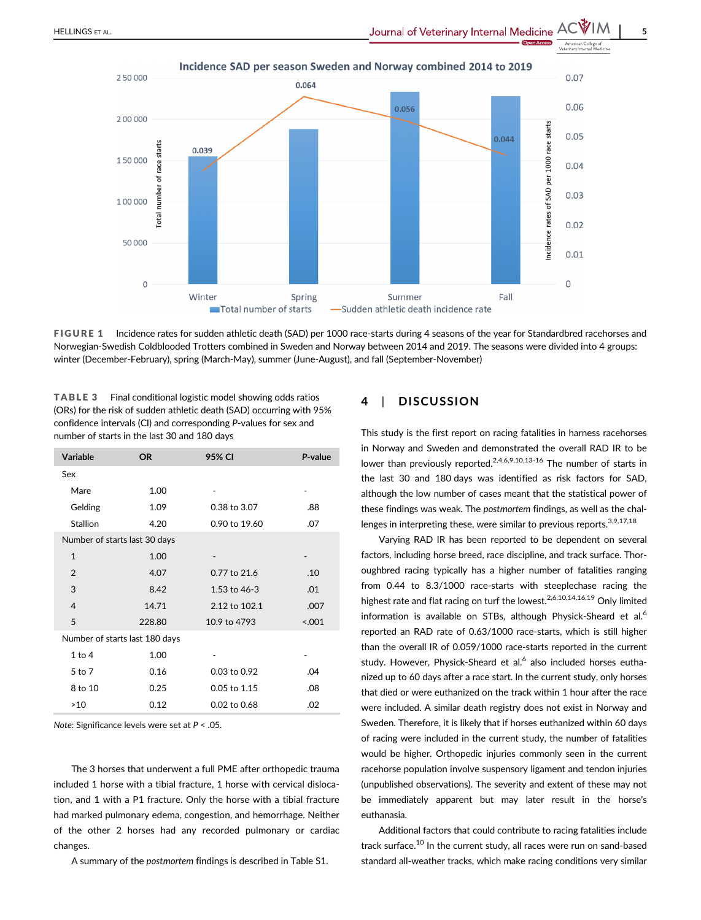Incidence SAD per season Sweden and Norway combined 2014 to 2019

| Season | Total number of starts | Sudden athletic death incidence rate |
| --- | --- | --- |
| Winter | | 0.039 |
| Spring | | 0.064 |
| Summer | | 0.056 |
| Fall | | 0.044 |

**FIGURE 1** Incidence rates for sudden athletic death (SAD) per 1000 race-starts during 4 seasons of the year for Standardbred racehorses and Norwegian-Swedish Coldblooded Trotters combined in Sweden and Norway between 2014 and 2019. The seasons were divided into 4 groups: winter (December-February), spring (March-May), summer (June-August), and fall (September-November)

**TABLE 3** Final conditional logistic model showing odds ratios (ORs) for the risk of sudden athletic death (SAD) occurring with 95% confidence intervals (CI) and corresponding *P*-values for sex and number of starts in the last 30 and 180 days

| Variable | OR | 95% CI | P-value |
| --- | --- | --- | --- |
| Sex | | | |
| Mare | 1.00 | - | - |
| Gelding | 1.09 | 0.38 to 3.07 | .88 |
| Stallion | 4.20 | 0.90 to 19.60 | .07 |
| Number of starts last 30 days | | | |
| 1 | 1.00 | - | - |
| 2 | 4.07 | 0.77 to 21.6 | .10 |
| 3 | 8.42 | 1.53 to 46-3 | .01 |
| 4 | 14.71 | 2.12 to 102.1 | .007 |
| 5 | 228.80 | 10.9 to 4793 | <.001 |
| Number of starts last 180 days | | | |
| 1 to 4 | 1.00 | - | - |
| 5 to 7 | 0.16 | 0.03 to 0.92 | .04 |
| 8 to 10 | 0.25 | 0.05 to 1.15 | .08 |
| >10 | 0.12 | 0.02 to 0.68 | .02 |

*Note*: Significance levels were set at $P < .05$.

The 3 horses that underwent a full PME after orthopedic trauma included 1 horse with a tibial fracture, 1 horse with cervical dislocation, and 1 with a P1 fracture. Only the horse with a tibial fracture had marked pulmonary edema, congestion, and hemorrhage. Neither of the other 2 horses had any recorded pulmonary or cardiac changes.

A summary of the *postmortem* findings is described in Table S1.

## 4 | DISCUSSION

This study is the first report on racing fatalities in harness racehorses in Norway and Sweden and demonstrated the overall RAD IR to be lower than previously reported.[2,4,6,9,10,13-16] The number of starts in the last 30 and 180 days was identified as risk factors for SAD, although the low number of cases meant that the statistical power of these findings was weak. The *postmortem* findings, as well as the challenges in interpreting these, were similar to previous reports.[3,9,17,18]

Varying RAD IR has been reported to be dependent on several factors, including horse breed, race discipline, and track surface. Thoroughbred racing typically has a higher number of fatalities ranging from 0.44 to 8.3/1000 race-starts with steeplechase racing the highest rate and flat racing on turf the lowest.[2,6,10,14,16,19] Only limited information is available on STBs, although Physick-Sheard et al.[6] reported an RAD rate of 0.63/1000 race-starts, which is still higher than the overall IR of 0.059/1000 race-starts reported in the current study. However, Physick-Sheard et al.[6] also included horses euthanized up to 60 days after a race start. In the current study, only horses that died or were euthanized on the track within 1 hour after the race were included. A similar death registry does not exist in Norway and Sweden. Therefore, it is likely that if horses euthanized within 60 days of racing were included in the current study, the number of fatalities would be higher. Orthopedic injuries commonly seen in the current racehorse population involve suspensory ligament and tendon injuries (unpublished observations). The severity and extent of these may not be immediately apparent but may later result in the horse's euthanasia.

Additional factors that could contribute to racing fatalities include track surface.[10] In the current study, all races were run on sand-based standard all-weather tracks, which make racing conditions very similar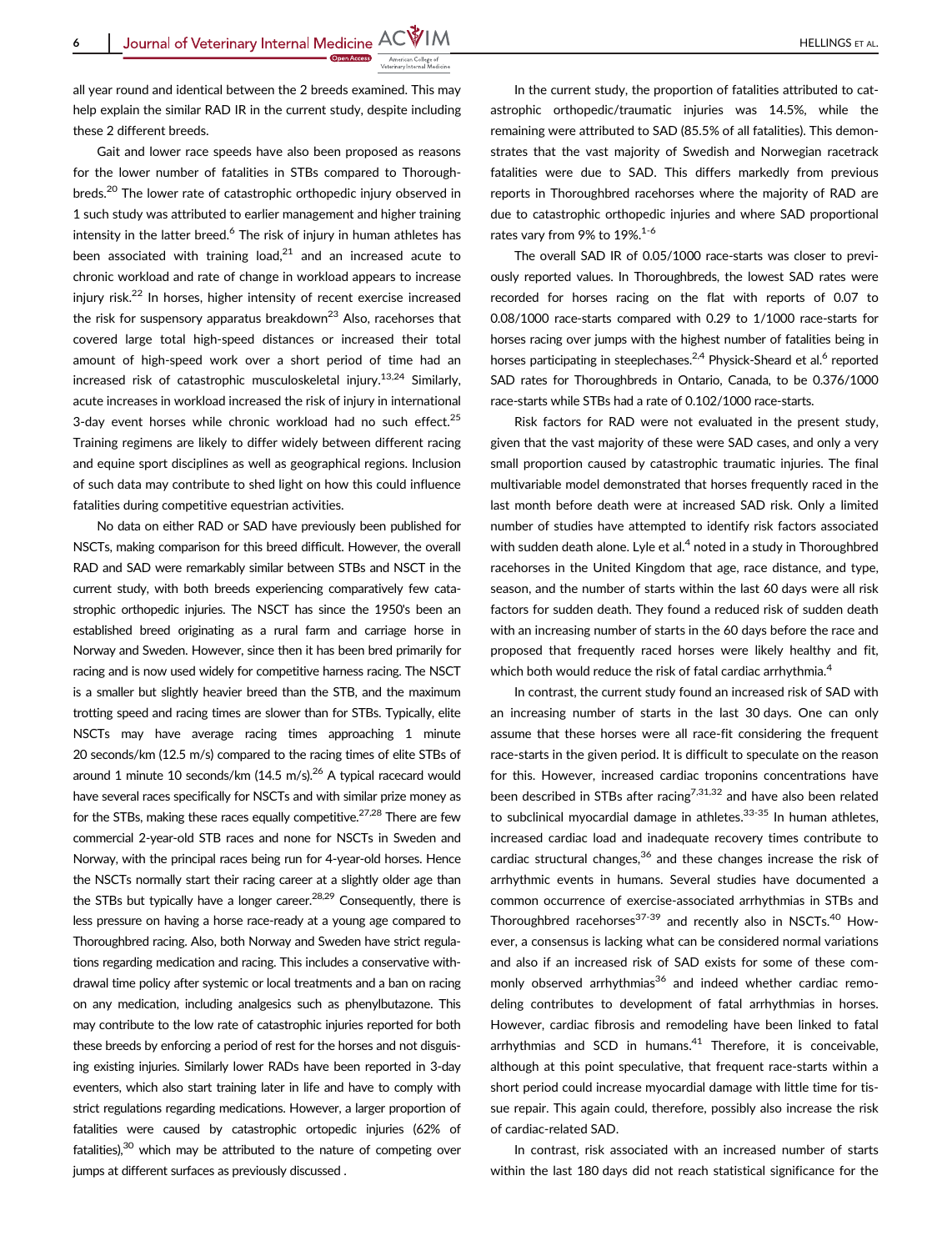all year round and identical between the 2 breeds examined. This may help explain the similar RAD IR in the current study, despite including these 2 different breeds.

Gait and lower race speeds have also been proposed as reasons for the lower number of fatalities in STBs compared to Thoroughbreds.[20] The lower rate of catastrophic orthopedic injury observed in 1 such study was attributed to earlier management and higher training intensity in the latter breed.[6] The risk of injury in human athletes has been associated with training load,[21] and an increased acute to chronic workload and rate of change in workload appears to increase injury risk.[22] In horses, higher intensity of recent exercise increased the risk for suspensory apparatus breakdown[23] Also, racehorses that covered large total high-speed distances or increased their total amount of high-speed work over a short period of time had an increased risk of catastrophic musculoskeletal injury.[13,24] Similarly, acute increases in workload increased the risk of injury in international 3-day event horses while chronic workload had no such effect.[25] Training regimens are likely to differ widely between different racing and equine sport disciplines as well as geographical regions. Inclusion of such data may contribute to shed light on how this could influence fatalities during competitive equestrian activities.

No data on either RAD or SAD have previously been published for NSCTs, making comparison for this breed difficult. However, the overall RAD and SAD were remarkably similar between STBs and NSCT in the current study, with both breeds experiencing comparatively few catastrophic orthopedic injuries. The NSCT has since the 1950's been an established breed originating as a rural farm and carriage horse in Norway and Sweden. However, since then it has been bred primarily for racing and is now used widely for competitive harness racing. The NSCT is a smaller but slightly heavier breed than the STB, and the maximum trotting speed and racing times are slower than for STBs. Typically, elite NSCTs may have average racing times approaching 1 minute 20 seconds/km (12.5 m/s) compared to the racing times of elite STBs of around 1 minute 10 seconds/km (14.5 m/s).[26] A typical racecard would have several races specifically for NSCTs and with similar prize money as for the STBs, making these races equally competitive.[27,28] There are few commercial 2-year-old STB races and none for NSCTs in Sweden and Norway, with the principal races being run for 4-year-old horses. Hence the NSCTs normally start their racing career at a slightly older age than the STBs but typically have a longer career.[28,29] Consequently, there is less pressure on having a horse race-ready at a young age compared to Thoroughbred racing. Also, both Norway and Sweden have strict regulations regarding medication and racing. This includes a conservative withdrawal time policy after systemic or local treatments and a ban on racing on any medication, including analgesics such as phenylbutazone. This may contribute to the low rate of catastrophic injuries reported for both these breeds by enforcing a period of rest for the horses and not disguising existing injuries. Similarly lower RADs have been reported in 3-day eventers, which also start training later in life and have to comply with strict regulations regarding medications. However, a larger proportion of fatalities were caused by catastrophic ortopedic injuries (62% of fatalities),[30] which may be attributed to the nature of competing over jumps at different surfaces as previously discussed .

In the current study, the proportion of fatalities attributed to catastrophic orthopedic/traumatic injuries was 14.5%, while the remaining were attributed to SAD (85.5% of all fatalities). This demonstrates that the vast majority of Swedish and Norwegian racetrack fatalities were due to SAD. This differs markedly from previous reports in Thoroughbred racehorses where the majority of RAD are due to catastrophic orthopedic injuries and where SAD proportional rates vary from 9% to 19%.[1-6]

The overall SAD IR of 0.05/1000 race-starts was closer to previously reported values. In Thoroughbreds, the lowest SAD rates were recorded for horses racing on the flat with reports of 0.07 to 0.08/1000 race-starts compared with 0.29 to 1/1000 race-starts for horses racing over jumps with the highest number of fatalities being in horses participating in steeplechases.[2,4] Physick-Sheard et al.[6] reported SAD rates for Thoroughbreds in Ontario, Canada, to be 0.376/1000 race-starts while STBs had a rate of 0.102/1000 race-starts.

Risk factors for RAD were not evaluated in the present study, given that the vast majority of these were SAD cases, and only a very small proportion caused by catastrophic traumatic injuries. The final multivariable model demonstrated that horses frequently raced in the last month before death were at increased SAD risk. Only a limited number of studies have attempted to identify risk factors associated with sudden death alone. Lyle et al.[4] noted in a study in Thoroughbred racehorses in the United Kingdom that age, race distance, and type, season, and the number of starts within the last 60 days were all risk factors for sudden death. They found a reduced risk of sudden death with an increasing number of starts in the 60 days before the race and proposed that frequently raced horses were likely healthy and fit, which both would reduce the risk of fatal cardiac arrhythmia.[4]

In contrast, the current study found an increased risk of SAD with an increasing number of starts in the last 30 days. One can only assume that these horses were all race-fit considering the frequent race-starts in the given period. It is difficult to speculate on the reason for this. However, increased cardiac troponins concentrations have been described in STBs after racing[7,31,32] and have also been related to subclinical myocardial damage in athletes.[33-35] In human athletes, increased cardiac load and inadequate recovery times contribute to cardiac structural changes,[36] and these changes increase the risk of arrhythmic events in humans. Several studies have documented a common occurrence of exercise-associated arrhythmias in STBs and Thoroughbred racehorses[37-39] and recently also in NSCTs.[40] However, a consensus is lacking what can be considered normal variations and also if an increased risk of SAD exists for some of these commonly observed arrhythmias[36] and indeed whether cardiac remodeling contributes to development of fatal arrhythmias in horses. However, cardiac fibrosis and remodeling have been linked to fatal arrhythmias and SCD in humans.[41] Therefore, it is conceivable, although at this point speculative, that frequent race-starts within a short period could increase myocardial damage with little time for tissue repair. This again could, therefore, possibly also increase the risk of cardiac-related SAD.

In contrast, risk associated with an increased number of starts within the last 180 days did not reach statistical significance for the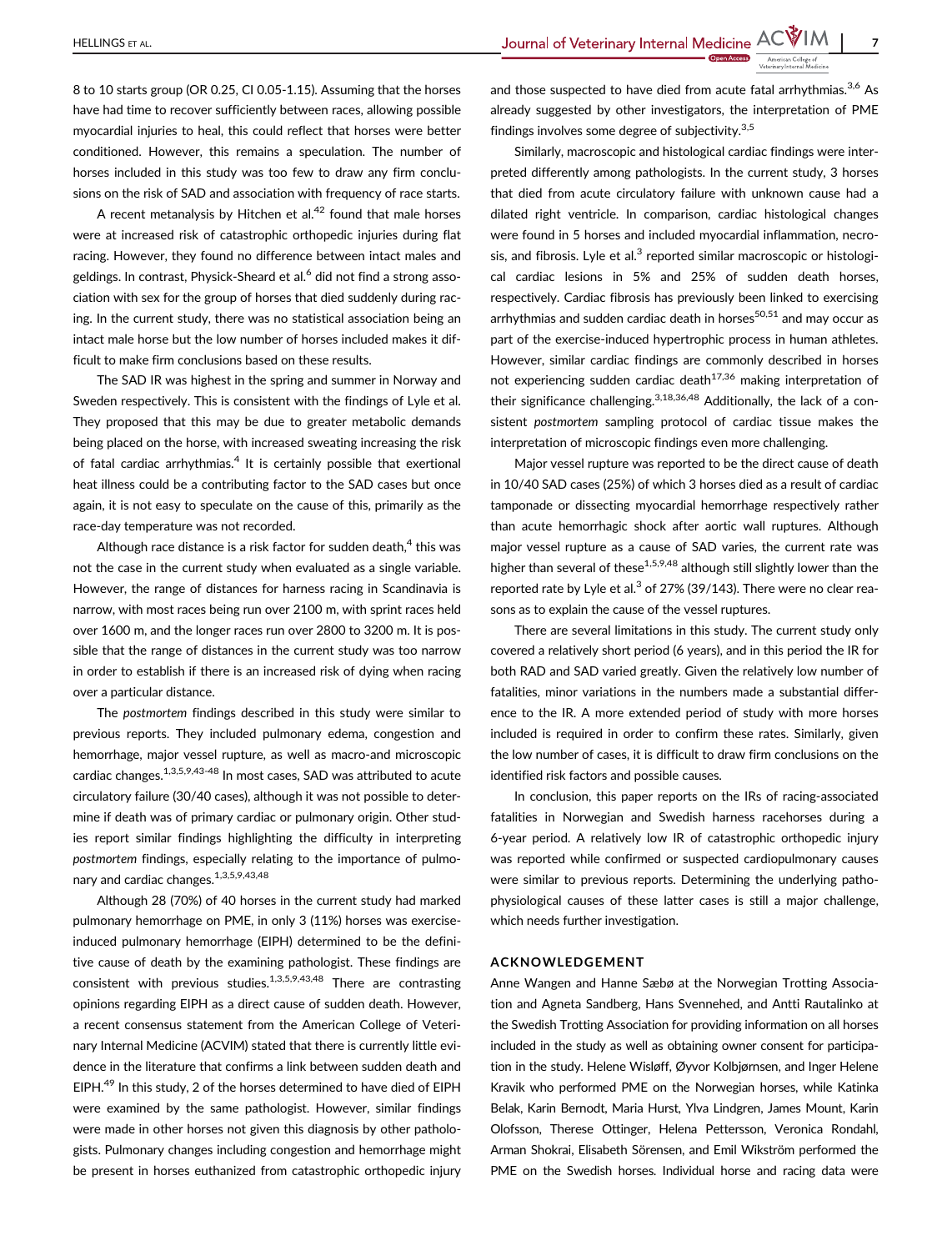8 to 10 starts group (OR 0.25, CI 0.05-1.15). Assuming that the horses have had time to recover sufficiently between races, allowing possible myocardial injuries to heal, this could reflect that horses were better conditioned. However, this remains a speculation. The number of horses included in this study was too few to draw any firm conclusions on the risk of SAD and association with frequency of race starts.

A recent metanalysis by Hitchen et al.[42] found that male horses were at increased risk of catastrophic orthopedic injuries during flat racing. However, they found no difference between intact males and geldings. In contrast, Physick-Sheard et al.[6] did not find a strong association with sex for the group of horses that died suddenly during racing. In the current study, there was no statistical association being an intact male horse but the low number of horses included makes it difficult to make firm conclusions based on these results.

The SAD IR was highest in the spring and summer in Norway and Sweden respectively. This is consistent with the findings of Lyle et al. They proposed that this may be due to greater metabolic demands being placed on the horse, with increased sweating increasing the risk of fatal cardiac arrhythmias.[4] It is certainly possible that exertional heat illness could be a contributing factor to the SAD cases but once again, it is not easy to speculate on the cause of this, primarily as the race-day temperature was not recorded.

Although race distance is a risk factor for sudden death,[4] this was not the case in the current study when evaluated as a single variable. However, the range of distances for harness racing in Scandinavia is narrow, with most races being run over 2100 m, with sprint races held over 1600 m, and the longer races run over 2800 to 3200 m. It is possible that the range of distances in the current study was too narrow in order to establish if there is an increased risk of dying when racing over a particular distance.

The *postmortem* findings described in this study were similar to previous reports. They included pulmonary edema, congestion and hemorrhage, major vessel rupture, as well as macro-and microscopic cardiac changes.[1,3,5,9,43-48] In most cases, SAD was attributed to acute circulatory failure (30/40 cases), although it was not possible to determine if death was of primary cardiac or pulmonary origin. Other studies report similar findings highlighting the difficulty in interpreting *postmortem* findings, especially relating to the importance of pulmonary and cardiac changes.[1,3,5,9,43,48]

Although 28 (70%) of 40 horses in the current study had marked pulmonary hemorrhage on PME, in only 3 (11%) horses was exercise-induced pulmonary hemorrhage (EIPH) determined to be the definitive cause of death by the examining pathologist. These findings are consistent with previous studies.[1,3,5,9,43,48] There are contrasting opinions regarding EIPH as a direct cause of sudden death. However, a recent consensus statement from the American College of Veterinary Internal Medicine (ACVIM) stated that there is currently little evidence in the literature that confirms a link between sudden death and EIPH.[49] In this study, 2 of the horses determined to have died of EIPH were examined by the same pathologist. However, similar findings were made in other horses not given this diagnosis by other pathologists. Pulmonary changes including congestion and hemorrhage might be present in horses euthanized from catastrophic orthopedic injury and those suspected to have died from acute fatal arrhythmias.[3,6] As already suggested by other investigators, the interpretation of PME findings involves some degree of subjectivity.[3,5]

Similarly, macroscopic and histological cardiac findings were interpreted differently among pathologists. In the current study, 3 horses that died from acute circulatory failure with unknown cause had a dilated right ventricle. In comparison, cardiac histological changes were found in 5 horses and included myocardial inflammation, necrosis, and fibrosis. Lyle et al.[3] reported similar macroscopic or histological cardiac lesions in 5% and 25% of sudden death horses, respectively. Cardiac fibrosis has previously been linked to exercising arrhythmias and sudden cardiac death in horses[50,51] and may occur as part of the exercise-induced hypertrophic process in human athletes. However, similar cardiac findings are commonly described in horses not experiencing sudden cardiac death[17,36] making interpretation of their significance challenging.[3,18,36,48] Additionally, the lack of a consistent *postmortem* sampling protocol of cardiac tissue makes the interpretation of microscopic findings even more challenging.

Major vessel rupture was reported to be the direct cause of death in 10/40 SAD cases (25%) of which 3 horses died as a result of cardiac tamponade or dissecting myocardial hemorrhage respectively rather than acute hemorrhagic shock after aortic wall ruptures. Although major vessel rupture as a cause of SAD varies, the current rate was higher than several of these[1,5,9,48] although still slightly lower than the reported rate by Lyle et al.[3] of 27% (39/143). There were no clear reasons as to explain the cause of the vessel ruptures.

There are several limitations in this study. The current study only covered a relatively short period (6 years), and in this period the IR for both RAD and SAD varied greatly. Given the relatively low number of fatalities, minor variations in the numbers made a substantial difference to the IR. A more extended period of study with more horses included is required in order to confirm these rates. Similarly, given the low number of cases, it is difficult to draw firm conclusions on the identified risk factors and possible causes.

In conclusion, this paper reports on the IRs of racing-associated fatalities in Norwegian and Swedish harness racehorses during a 6-year period. A relatively low IR of catastrophic orthopedic injury was reported while confirmed or suspected cardiopulmonary causes were similar to previous reports. Determining the underlying pathophysiological causes of these latter cases is still a major challenge, which needs further investigation.

## ACKNOWLEDGEMENT

Anne Wangen and Hanne Sæbø at the Norwegian Trotting Association and Agneta Sandberg, Hans Svennehed, and Antti Rautalinko at the Swedish Trotting Association for providing information on all horses included in the study as well as obtaining owner consent for participation in the study. Helene Wisløff, Øyvor Kolbjørnsen, and Inger Helene Kravik who performed PME on the Norwegian horses, while Katinka Belak, Karin Bernodt, Maria Hurst, Ylva Lindgren, James Mount, Karin Olofsson, Therese Ottinger, Helena Pettersson, Veronica Rondahl, Arman Shokrai, Elisabeth Sörensen, and Emil Wikström performed the PME on the Swedish horses. Individual horse and racing data were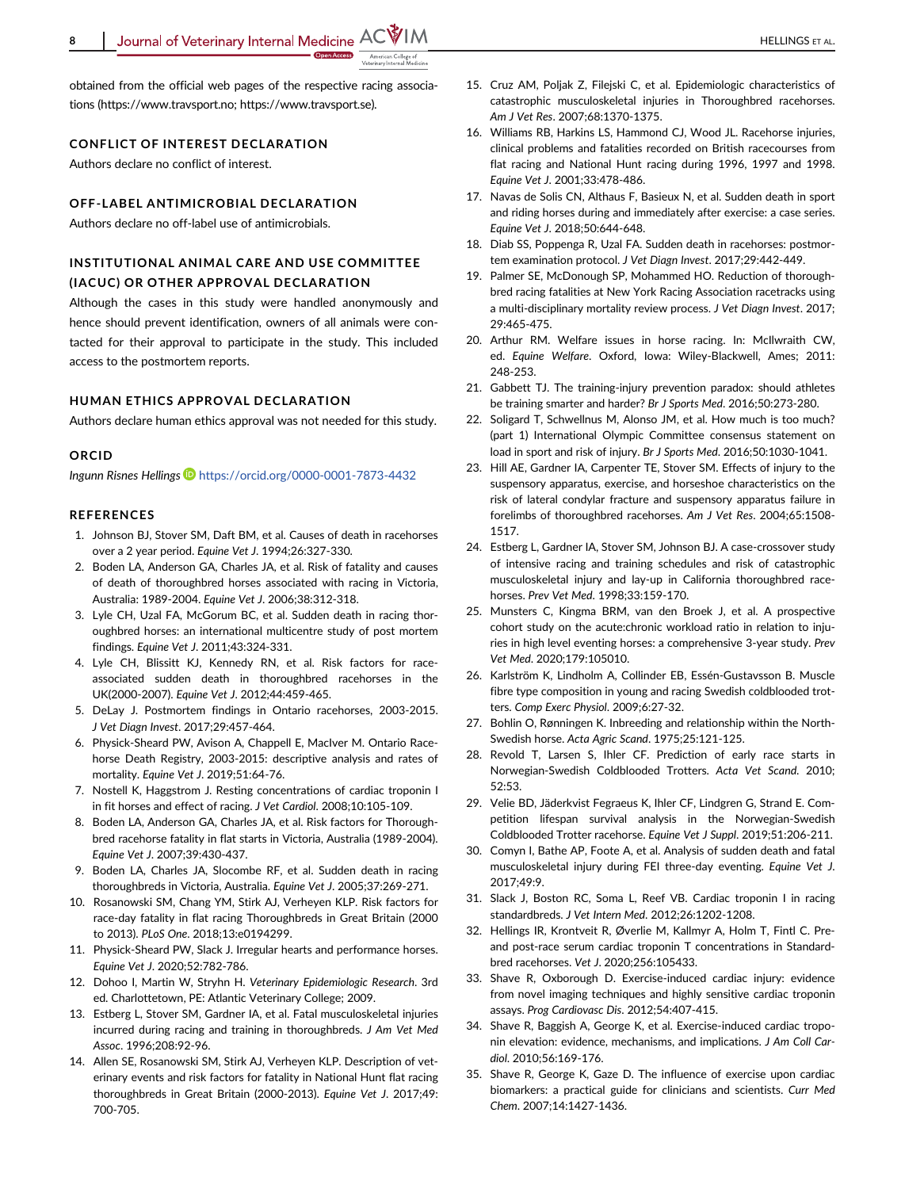obtained from the official web pages of the respective racing associations (https://www.travsport.no; https://www.travsport.se).

## CONFLICT OF INTEREST DECLARATION

Authors declare no conflict of interest.

## OFF-LABEL ANTIMICROBIAL DECLARATION

Authors declare no off-label use of antimicrobials.

## INSTITUTIONAL ANIMAL CARE AND USE COMMITTEE (IACUC) OR OTHER APPROVAL DECLARATION

Although the cases in this study were handled anonymously and hence should prevent identification, owners of all animals were contacted for their approval to participate in the study. This included access to the postmortem reports.

## HUMAN ETHICS APPROVAL DECLARATION

Authors declare human ethics approval was not needed for this study.

## ORCID

*Ingunn Risnes Hellings* https://orcid.org/0000-0001-7873-4432

## REFERENCES

1. Johnson BJ, Stover SM, Daft BM, et al. Causes of death in racehorses over a 2 year period. *Equine Vet J*. 1994;26:327-330.
2. Boden LA, Anderson GA, Charles JA, et al. Risk of fatality and causes of death of thoroughbred horses associated with racing in Victoria, Australia: 1989-2004. *Equine Vet J*. 2006;38:312-318.
3. Lyle CH, Uzal FA, McGorum BC, et al. Sudden death in racing thoroughbred horses: an international multicentre study of post mortem findings. *Equine Vet J*. 2011;43:324-331.
4. Lyle CH, Blissitt KJ, Kennedy RN, et al. Risk factors for race-associated sudden death in thoroughbred racehorses in the UK(2000-2007). *Equine Vet J*. 2012;44:459-465.
5. DeLay J. Postmortem findings in Ontario racehorses, 2003-2015. *J Vet Diagn Invest*. 2017;29:457-464.
6. Physick-Sheard PW, Avison A, Chappell E, MacIver M. Ontario Racehorse Death Registry, 2003-2015: descriptive analysis and rates of mortality. *Equine Vet J*. 2019;51:64-76.
7. Nostell K, Haggstrom J. Resting concentrations of cardiac troponin I in fit horses and effect of racing. *J Vet Cardiol*. 2008;10:105-109.
8. Boden LA, Anderson GA, Charles JA, et al. Risk factors for Thoroughbred racehorse fatality in flat starts in Victoria, Australia (1989-2004). *Equine Vet J*. 2007;39:430-437.
9. Boden LA, Charles JA, Slocombe RF, et al. Sudden death in racing thoroughbreds in Victoria, Australia. *Equine Vet J*. 2005;37:269-271.
10. Rosanowski SM, Chang YM, Stirk AJ, Verheyen KLP. Risk factors for race-day fatality in flat racing Thoroughbreds in Great Britain (2000 to 2013). *PLoS One*. 2018;13:e0194299.
11. Physick-Sheard PW, Slack J. Irregular hearts and performance horses. *Equine Vet J*. 2020;52:782-786.
12. Dohoo I, Martin W, Stryhn H. *Veterinary Epidemiologic Research*. 3rd ed. Charlottetown, PE: Atlantic Veterinary College; 2009.
13. Estberg L, Stover SM, Gardner IA, et al. Fatal musculoskeletal injuries incurred during racing and training in thoroughbreds. *J Am Vet Med Assoc*. 1996;208:92-96.
14. Allen SE, Rosanowski SM, Stirk AJ, Verheyen KLP. Description of veterinary events and risk factors for fatality in National Hunt flat racing thoroughbreds in Great Britain (2000-2013). *Equine Vet J*. 2017;49:700-705.
15. Cruz AM, Poljak Z, Filejski C, et al. Epidemiologic characteristics of catastrophic musculoskeletal injuries in Thoroughbred racehorses. *Am J Vet Res*. 2007;68:1370-1375.
16. Williams RB, Harkins LS, Hammond CJ, Wood JL. Racehorse injuries, clinical problems and fatalities recorded on British racecourses from flat racing and National Hunt racing during 1996, 1997 and 1998. *Equine Vet J*. 2001;33:478-486.
17. Navas de Solis CN, Althaus F, Basieux N, et al. Sudden death in sport and riding horses during and immediately after exercise: a case series. *Equine Vet J*. 2018;50:644-648.
18. Diab SS, Poppenga R, Uzal FA. Sudden death in racehorses: postmortem examination protocol. *J Vet Diagn Invest*. 2017;29:442-449.
19. Palmer SE, McDonough SP, Mohammed HO. Reduction of thoroughbred racing fatalities at New York Racing Association racetracks using a multi-disciplinary mortality review process. *J Vet Diagn Invest*. 2017;29:465-475.
20. Arthur RM. Welfare issues in horse racing. In: McIlwraith CW, ed. *Equine Welfare*. Oxford, Iowa: Wiley-Blackwell, Ames; 2011:248-253.
21. Gabbett TJ. The training-injury prevention paradox: should athletes be training smarter and harder? *Br J Sports Med*. 2016;50:273-280.
22. Soligard T, Schwellnus M, Alonso JM, et al. How much is too much? (part 1) International Olympic Committee consensus statement on load in sport and risk of injury. *Br J Sports Med*. 2016;50:1030-1041.
23. Hill AE, Gardner IA, Carpenter TE, Stover SM. Effects of injury to the suspensory apparatus, exercise, and horseshoe characteristics on the risk of lateral condylar fracture and suspensory apparatus failure in forelimbs of thoroughbred racehorses. *Am J Vet Res*. 2004;65:1508-1517.
24. Estberg L, Gardner IA, Stover SM, Johnson BJ. A case-crossover study of intensive racing and training schedules and risk of catastrophic musculoskeletal injury and lay-up in California thoroughbred racehorses. *Prev Vet Med*. 1998;33:159-170.
25. Munsters C, Kingma BRM, van den Broek J, et al. A prospective cohort study on the acute:chronic workload ratio in relation to injuries in high level eventing horses: a comprehensive 3-year study. *Prev Vet Med*. 2020;179:105010.
26. Karlström K, Lindholm A, Collinder EB, Essén-Gustavsson B. Muscle fibre type composition in young and racing Swedish coldblooded trotters. *Comp Exerc Physiol*. 2009;6:27-32.
27. Bohlin O, Rønningen K. Inbreeding and relationship within the North-Swedish horse. *Acta Agric Scand*. 1975;25:121-125.
28. Revold T, Larsen S, Ihler CF. Prediction of early race starts in Norwegian-Swedish Coldblooded Trotters. *Acta Vet Scand*. 2010;52:53.
29. Velie BD, Jäderkvist Fegraeus K, Ihler CF, Lindgren G, Strand E. Competition lifespan survival analysis in the Norwegian-Swedish Coldblooded Trotter racehorse. *Equine Vet J Suppl*. 2019;51:206-211.
30. Comyn I, Bathe AP, Foote A, et al. Analysis of sudden death and fatal musculoskeletal injury during FEI three-day eventing. *Equine Vet J*. 2017;49:9.
31. Slack J, Boston RC, Soma L, Reef VB. Cardiac troponin I in racing standardbreds. *J Vet Intern Med*. 2012;26:1202-1208.
32. Hellings IR, Krontveit R, Øverlie M, Kallmyr A, Holm T, Fintl C. Pre- and post-race serum cardiac troponin T concentrations in Standardbred racehorses. *Vet J*. 2020;256:105433.
33. Shave R, Oxborough D. Exercise-induced cardiac injury: evidence from novel imaging techniques and highly sensitive cardiac troponin assays. *Prog Cardiovasc Dis*. 2012;54:407-415.
34. Shave R, Baggish A, George K, et al. Exercise-induced cardiac troponin elevation: evidence, mechanisms, and implications. *J Am Coll Cardiol*. 2010;56:169-176.
35. Shave R, George K, Gaze D. The influence of exercise upon cardiac biomarkers: a practical guide for clinicians and scientists. *Curr Med Chem*. 2007;14:1427-1436.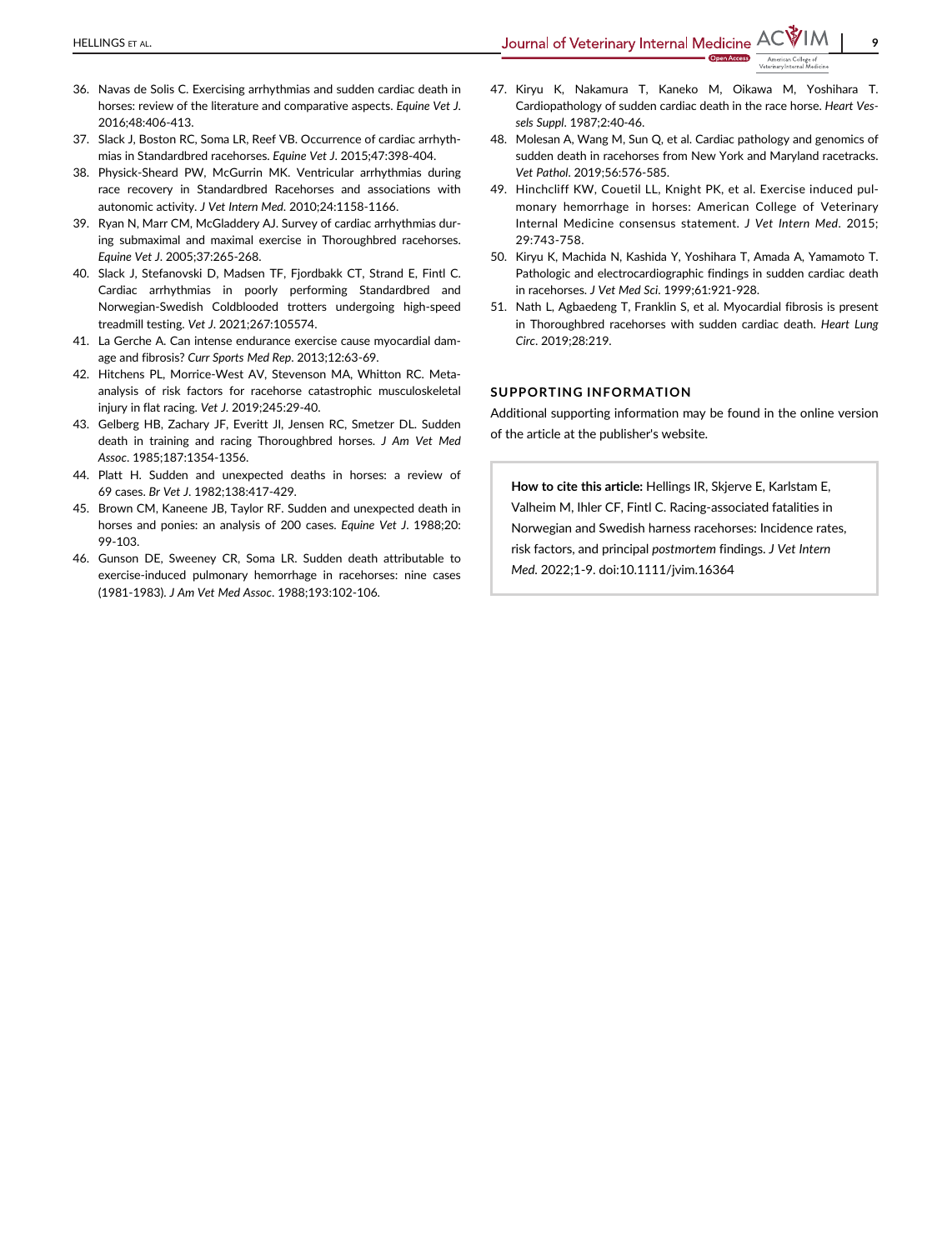36. Navas de Solis C. Exercising arrhythmias and sudden cardiac death in horses: review of the literature and comparative aspects. *Equine Vet J*. 2016;48:406-413.
37. Slack J, Boston RC, Soma LR, Reef VB. Occurrence of cardiac arrhythmias in Standardbred racehorses. *Equine Vet J*. 2015;47:398-404.
38. Physick-Sheard PW, McGurrin MK. Ventricular arrhythmias during race recovery in Standardbred Racehorses and associations with autonomic activity. *J Vet Intern Med*. 2010;24:1158-1166.
39. Ryan N, Marr CM, McGladdery AJ. Survey of cardiac arrhythmias during submaximal and maximal exercise in Thoroughbred racehorses. *Equine Vet J*. 2005;37:265-268.
40. Slack J, Stefanovski D, Madsen TF, Fjordbakk CT, Strand E, Fintl C. Cardiac arrhythmias in poorly performing Standardbred and Norwegian-Swedish Coldblooded trotters undergoing high-speed treadmill testing. *Vet J*. 2021;267:105574.
41. La Gerche A. Can intense endurance exercise cause myocardial damage and fibrosis? *Curr Sports Med Rep*. 2013;12:63-69.
42. Hitchens PL, Morrice-West AV, Stevenson MA, Whitton RC. Meta-analysis of risk factors for racehorse catastrophic musculoskeletal injury in flat racing. *Vet J*. 2019;245:29-40.
43. Gelberg HB, Zachary JF, Everitt JI, Jensen RC, Smetzer DL. Sudden death in training and racing Thoroughbred horses. *J Am Vet Med Assoc*. 1985;187:1354-1356.
44. Platt H. Sudden and unexpected deaths in horses: a review of 69 cases. *Br Vet J*. 1982;138:417-429.
45. Brown CM, Kaneene JB, Taylor RF. Sudden and unexpected death in horses and ponies: an analysis of 200 cases. *Equine Vet J*. 1988;20:99-103.
46. Gunson DE, Sweeney CR, Soma LR. Sudden death attributable to exercise-induced pulmonary hemorrhage in racehorses: nine cases (1981-1983). *J Am Vet Med Assoc*. 1988;193:102-106.
47. Kiryu K, Nakamura T, Kaneko M, Oikawa M, Yoshihara T. Cardiopathology of sudden cardiac death in the race horse. *Heart Vessels Suppl*. 1987;2:40-46.
48. Molesan A, Wang M, Sun Q, et al. Cardiac pathology and genomics of sudden death in racehorses from New York and Maryland racetracks. *Vet Pathol*. 2019;56:576-585.
49. Hinchcliff KW, Couetil LL, Knight PK, et al. Exercise induced pulmonary hemorrhage in horses: American College of Veterinary Internal Medicine consensus statement. *J Vet Intern Med*. 2015;29:743-758.
50. Kiryu K, Machida N, Kashida Y, Yoshihara T, Amada A, Yamamoto T. Pathologic and electrocardiographic findings in sudden cardiac death in racehorses. *J Vet Med Sci*. 1999;61:921-928.
51. Nath L, Agbaedeng T, Franklin S, et al. Myocardial fibrosis is present in Thoroughbred racehorses with sudden cardiac death. *Heart Lung Circ*. 2019;28:219.

## SUPPORTING INFORMATION

Additional supporting information may be found in the online version of the article at the publisher's website.

**How to cite this article:** Hellings IR, Skjerve E, Karlstam E, Valheim M, Ihler CF, Fintl C. Racing-associated fatalities in Norwegian and Swedish harness racehorses: Incidence rates, risk factors, and principal *postmortem* findings. *J Vet Intern Med*. 2022;1-9. doi:10.1111/jvim.16364